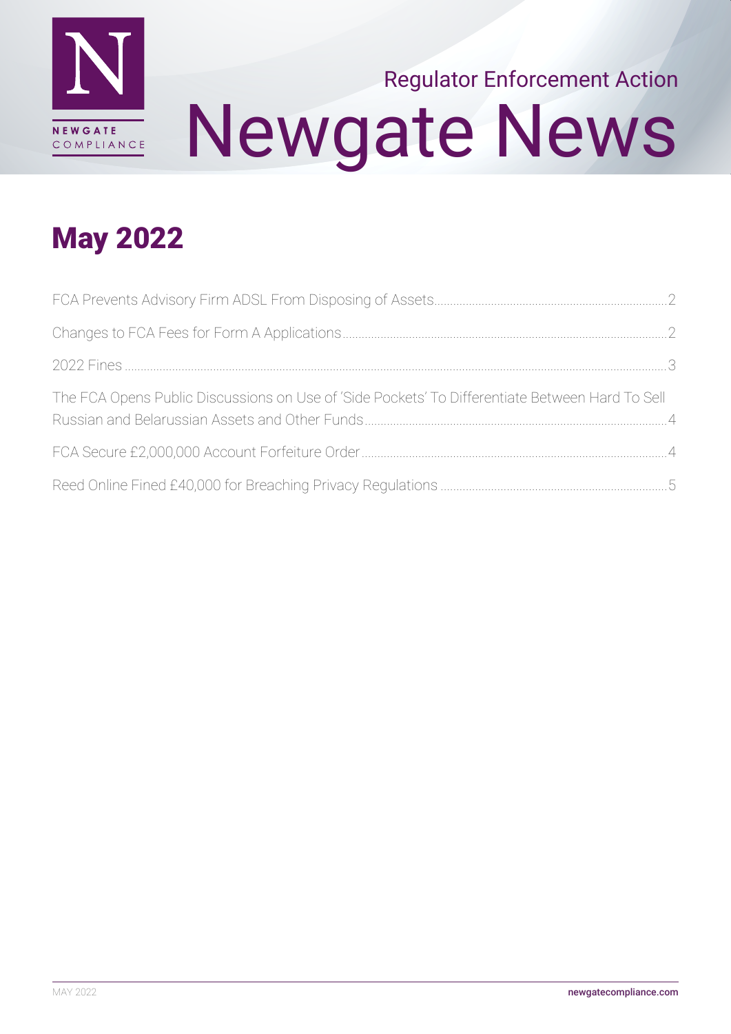NEWGATE COMPLIANCE

Regulator Enforcement Action

# Newgate News

## May 2022

| | |
|---|---|
| FCA Prevents Advisory Firm ADSL From Disposing of Assets | 2 |
| Changes to FCA Fees for Form A Applications | 2 |
| 2022 Fines | 3 |
| The FCA Opens Public Discussions on Use of 'Side Pockets' To Differentiate Between Hard To Sell Russian and Belarussian Assets and Other Funds | 4 |
| FCA Secure £2,000,000 Account Forfeiture Order | 4 |
| Reed Online Fined £40,000 for Breaching Privacy Regulations | 5 |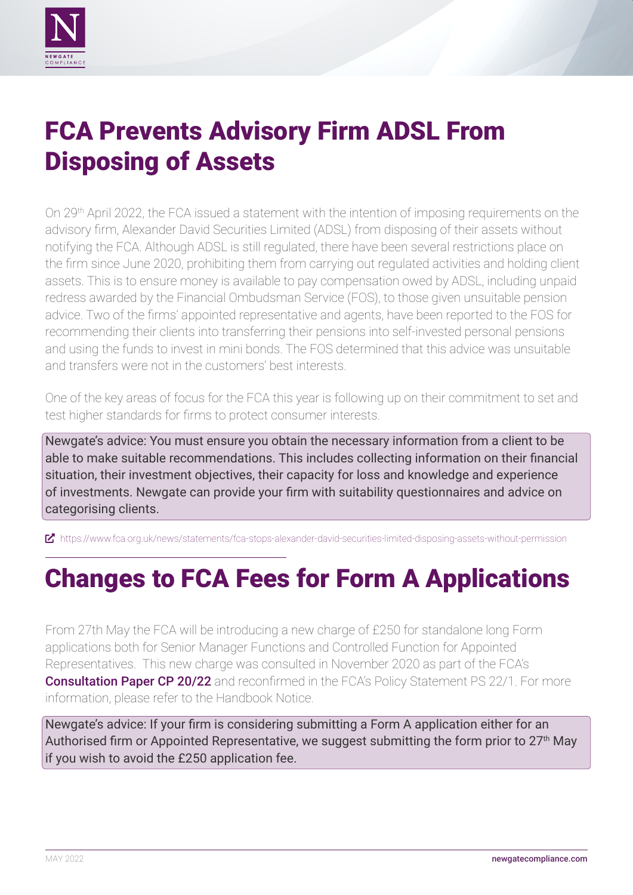# FCA Prevents Advisory Firm ADSL From Disposing of Assets

On 29th April 2022, the FCA issued a statement with the intention of imposing requirements on the advisory firm, Alexander David Securities Limited (ADSL) from disposing of their assets without notifying the FCA. Although ADSL is still regulated, there have been several restrictions place on the firm since June 2020, prohibiting them from carrying out regulated activities and holding client assets. This is to ensure money is available to pay compensation owed by ADSL, including unpaid redress awarded by the Financial Ombudsman Service (FOS), to those given unsuitable pension advice. Two of the firms' appointed representative and agents, have been reported to the FOS for recommending their clients into transferring their pensions into self-invested personal pensions and using the funds to invest in mini bonds. The FOS determined that this advice was unsuitable and transfers were not in the customers' best interests.

One of the key areas of focus for the FCA this year is following up on their commitment to set and test higher standards for firms to protect consumer interests.

> Newgate's advice: You must ensure you obtain the necessary information from a client to be able to make suitable recommendations. This includes collecting information on their financial situation, their investment objectives, their capacity for loss and knowledge and experience of investments. Newgate can provide your firm with suitability questionnaires and advice on categorising clients.

https://www.fca.org.uk/news/statements/fca-stops-alexander-david-securities-limited-disposing-assets-without-permission

# Changes to FCA Fees for Form A Applications

From 27th May the FCA will be introducing a new charge of £250 for standalone long Form applications both for Senior Manager Functions and Controlled Function for Appointed Representatives. This new charge was consulted in November 2020 as part of the FCA's **Consultation Paper CP 20/22** and reconfirmed in the FCA's Policy Statement PS 22/1. For more information, please refer to the Handbook Notice.

> Newgate's advice: If your firm is considering submitting a Form A application either for an Authorised firm or Appointed Representative, we suggest submitting the form prior to 27th May if you wish to avoid the £250 application fee.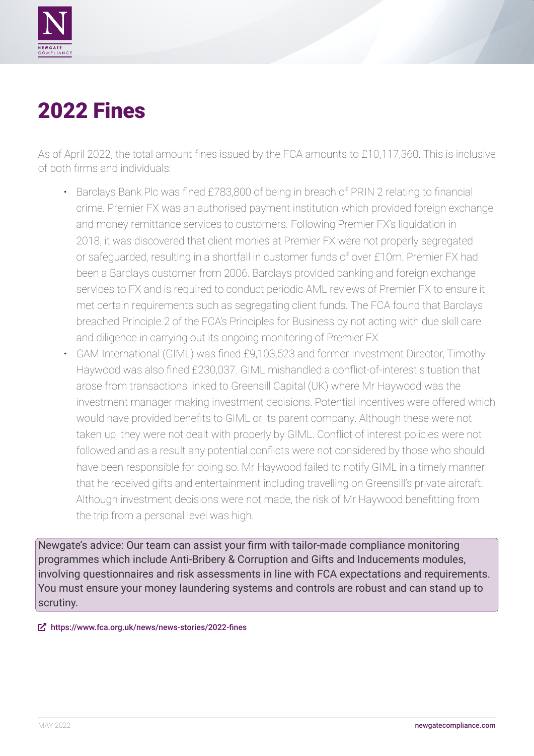# 2022 Fines

As of April 2022, the total amount fines issued by the FCA amounts to £10,117,360. This is inclusive of both firms and individuals:

- Barclays Bank Plc was fined £783,800 of being in breach of PRIN 2 relating to financial crime. Premier FX was an authorised payment institution which provided foreign exchange and money remittance services to customers. Following Premier FX's liquidation in 2018, it was discovered that client monies at Premier FX were not properly segregated or safeguarded, resulting in a shortfall in customer funds of over £10m. Premier FX had been a Barclays customer from 2006. Barclays provided banking and foreign exchange services to FX and is required to conduct periodic AML reviews of Premier FX to ensure it met certain requirements such as segregating client funds. The FCA found that Barclays breached Principle 2 of the FCA's Principles for Business by not acting with due skill care and diligence in carrying out its ongoing monitoring of Premier FX.
- GAM International (GIML) was fined £9,103,523 and former Investment Director, Timothy Haywood was also fined £230,037. GIML mishandled a conflict-of-interest situation that arose from transactions linked to Greensill Capital (UK) where Mr Haywood was the investment manager making investment decisions. Potential incentives were offered which would have provided benefits to GIML or its parent company. Although these were not taken up, they were not dealt with properly by GIML. Conflict of interest policies were not followed and as a result any potential conflicts were not considered by those who should have been responsible for doing so. Mr Haywood failed to notify GIML in a timely manner that he received gifts and entertainment including travelling on Greensill's private aircraft. Although investment decisions were not made, the risk of Mr Haywood benefitting from the trip from a personal level was high.

Newgate's advice: Our team can assist your firm with tailor-made compliance monitoring programmes which include Anti-Bribery & Corruption and Gifts and Inducements modules, involving questionnaires and risk assessments in line with FCA expectations and requirements. You must ensure your money laundering systems and controls are robust and can stand up to scrutiny.

https://www.fca.org.uk/news/news-stories/2022-fines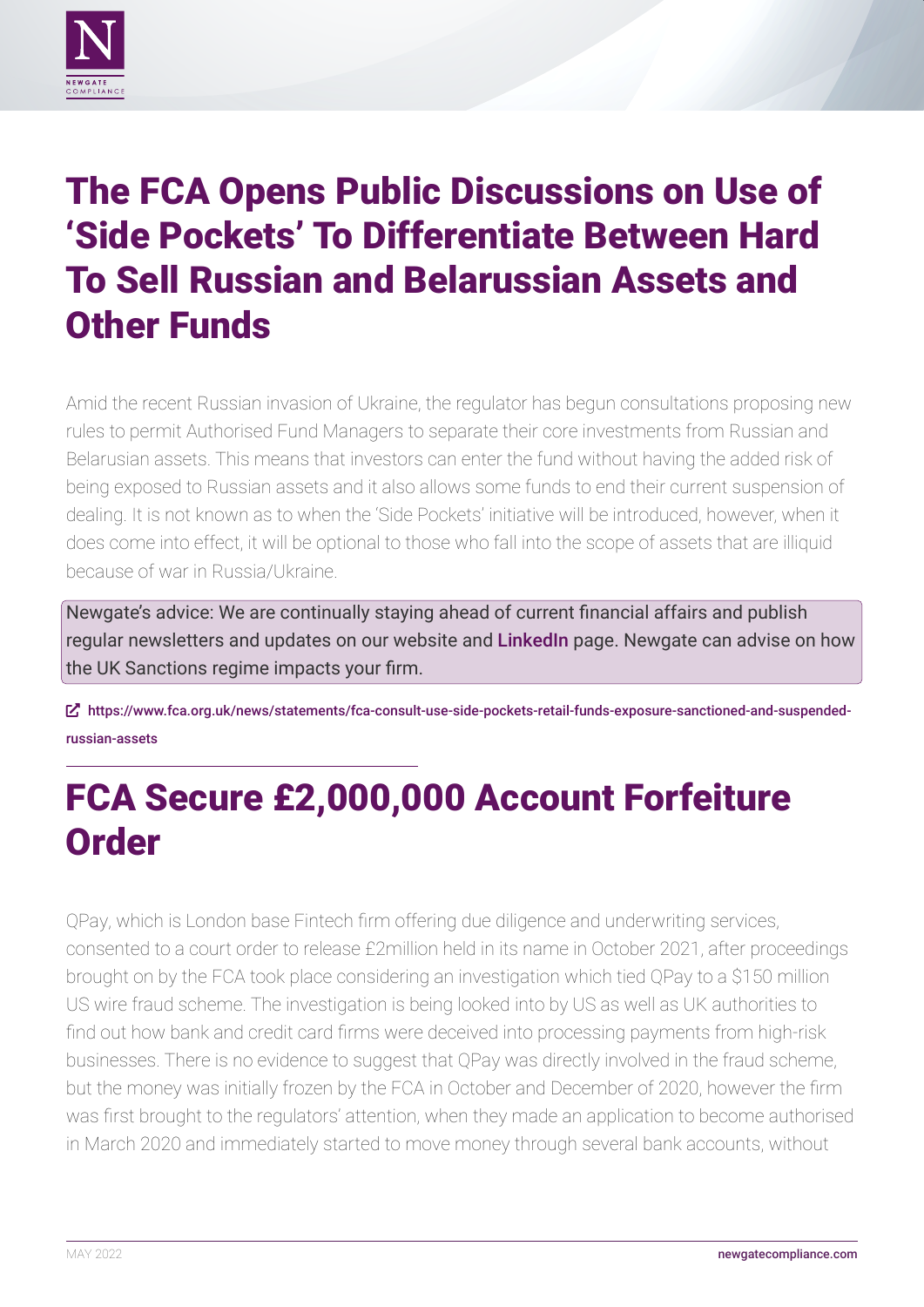# The FCA Opens Public Discussions on Use of 'Side Pockets' To Differentiate Between Hard To Sell Russian and Belarussian Assets and Other Funds

Amid the recent Russian invasion of Ukraine, the regulator has begun consultations proposing new rules to permit Authorised Fund Managers to separate their core investments from Russian and Belarusian assets. This means that investors can enter the fund without having the added risk of being exposed to Russian assets and it also allows some funds to end their current suspension of dealing. It is not known as to when the 'Side Pockets' initiative will be introduced, however, when it does come into effect, it will be optional to those who fall into the scope of assets that are illiquid because of war in Russia/Ukraine.

> Newgate's advice: We are continually staying ahead of current financial affairs and publish regular newsletters and updates on our website and LinkedIn page. Newgate can advise on how the UK Sanctions regime impacts your firm.

https://www.fca.org.uk/news/statements/fca-consult-use-side-pockets-retail-funds-exposure-sanctioned-and-suspended-russian-assets

---

# FCA Secure £2,000,000 Account Forfeiture Order

QPay, which is London base Fintech firm offering due diligence and underwriting services, consented to a court order to release £2million held in its name in October 2021, after proceedings brought on by the FCA took place considering an investigation which tied QPay to a $150 million US wire fraud scheme. The investigation is being looked into by US as well as UK authorities to find out how bank and credit card firms were deceived into processing payments from high-risk businesses. There is no evidence to suggest that QPay was directly involved in the fraud scheme, but the money was initially frozen by the FCA in October and December of 2020, however the firm was first brought to the regulators' attention, when they made an application to become authorised in March 2020 and immediately started to move money through several bank accounts, without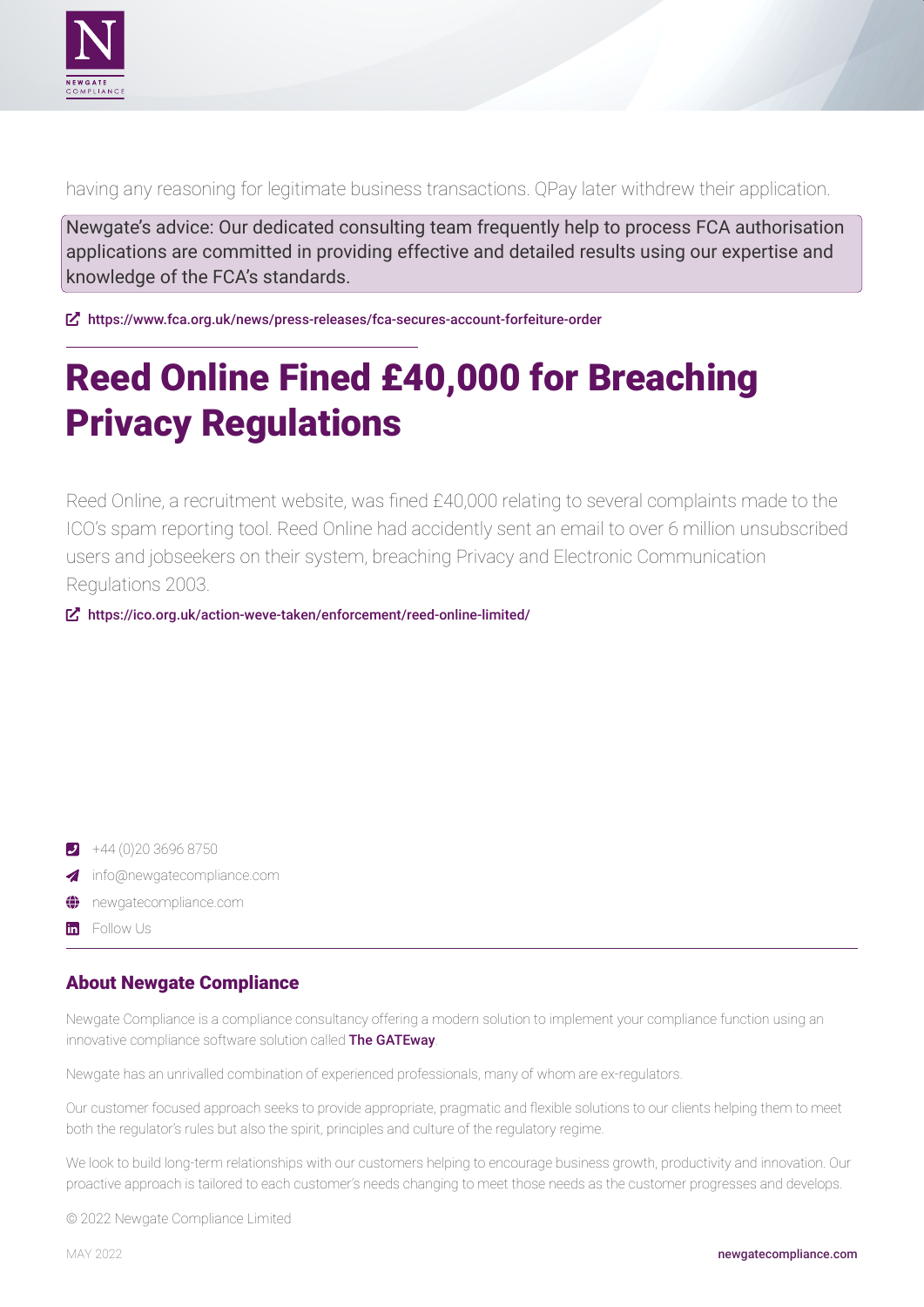having any reasoning for legitimate business transactions. QPay later withdrew their application.

Newgate's advice: Our dedicated consulting team frequently help to process FCA authorisation applications are committed in providing effective and detailed results using our expertise and knowledge of the FCA's standards.

https://www.fca.org.uk/news/press-releases/fca-secures-account-forfeiture-order

## Reed Online Fined £40,000 for Breaching Privacy Regulations

Reed Online, a recruitment website, was fined £40,000 relating to several complaints made to the ICO's spam reporting tool. Reed Online had accidently sent an email to over 6 million unsubscribed users and jobseekers on their system, breaching Privacy and Electronic Communication Regulations 2003.

https://ico.org.uk/action-weve-taken/enforcement/reed-online-limited/

+44 (0)20 3696 8750

info@newgatecompliance.com

newgatecompliance.com

Follow Us

### About Newgate Compliance

Newgate Compliance is a compliance consultancy offering a modern solution to implement your compliance function using an innovative compliance software solution called **The GATEway**.

Newgate has an unrivalled combination of experienced professionals, many of whom are ex-regulators.

Our customer focused approach seeks to provide appropriate, pragmatic and flexible solutions to our clients helping them to meet both the regulator's rules but also the spirit, principles and culture of the regulatory regime.

We look to build long-term relationships with our customers helping to encourage business growth, productivity and innovation. Our proactive approach is tailored to each customer's needs changing to meet those needs as the customer progresses and develops.

© 2022 Newgate Compliance Limited